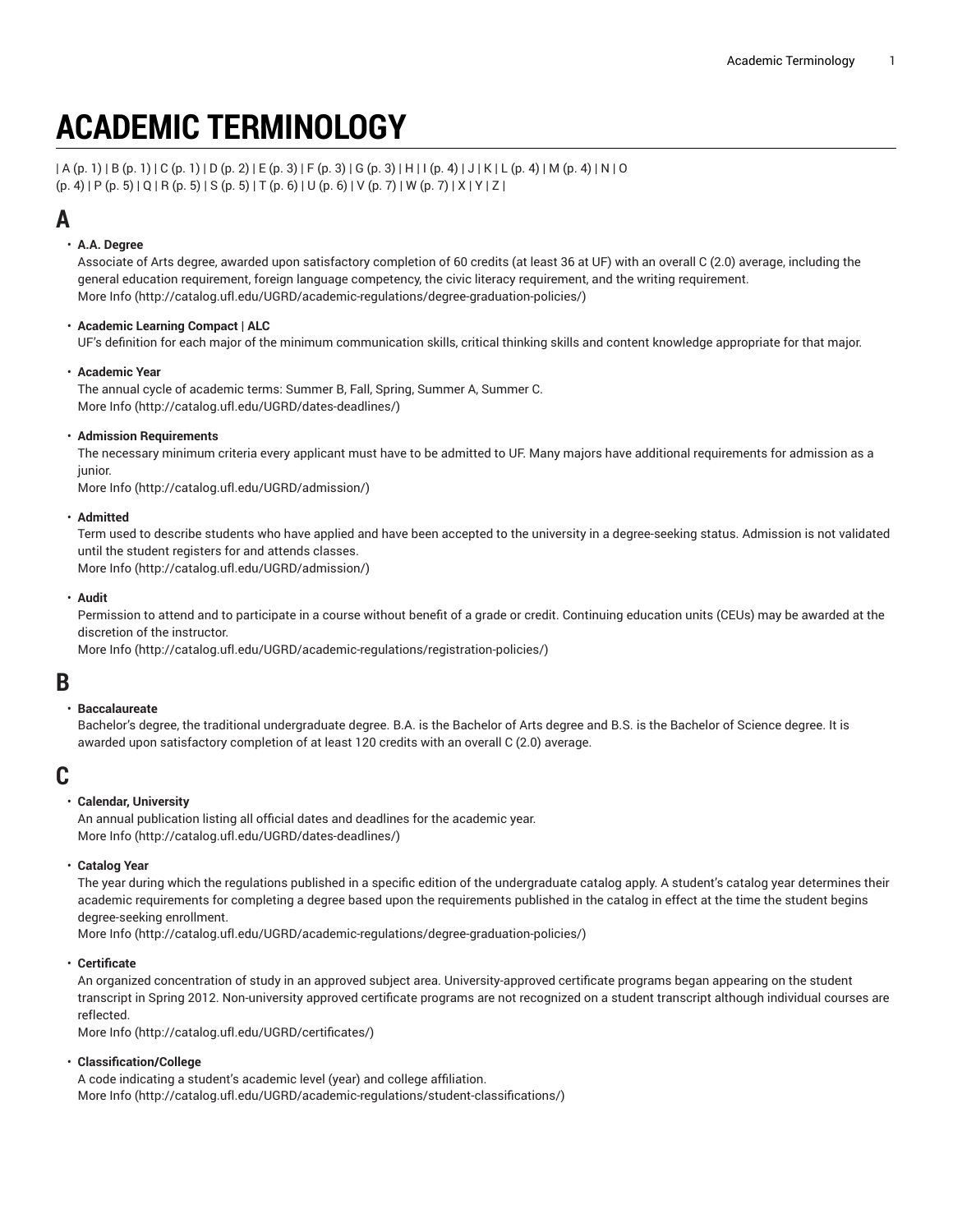# ACADEMIC TERMINOLOGY

| A (p. 1) | B (p. 1) | C (p. 1) | D (p. 2) | E (p. 3) | F (p. 3) | G (p. 3) | H | I (p. 4) | J | K | L (p. 4) | M (p. 4) | N | O (p. 4) | P (p. 5) | Q | R (p. 5) | S (p. 5) | T (p. 6) | U (p. 6) | V (p. 7) | W (p. 7) | X | Y | Z |

## A

- **A.A. Degree**
  Associate of Arts degree, awarded upon satisfactory completion of 60 credits (at least 36 at UF) with an overall C (2.0) average, including the general education requirement, foreign language competency, the civic literacy requirement, and the writing requirement.
  More Info (http://catalog.ufl.edu/UGRD/academic-regulations/degree-graduation-policies/)

- **Academic Learning Compact | ALC**
  UF's definition for each major of the minimum communication skills, critical thinking skills and content knowledge appropriate for that major.

- **Academic Year**
  The annual cycle of academic terms: Summer B, Fall, Spring, Summer A, Summer C.
  More Info (http://catalog.ufl.edu/UGRD/dates-deadlines/)

- **Admission Requirements**
  The necessary minimum criteria every applicant must have to be admitted to UF. Many majors have additional requirements for admission as a junior.
  More Info (http://catalog.ufl.edu/UGRD/admission/)

- **Admitted**
  Term used to describe students who have applied and have been accepted to the university in a degree-seeking status. Admission is not validated until the student registers for and attends classes.
  More Info (http://catalog.ufl.edu/UGRD/admission/)

- **Audit**
  Permission to attend and to participate in a course without benefit of a grade or credit. Continuing education units (CEUs) may be awarded at the discretion of the instructor.
  More Info (http://catalog.ufl.edu/UGRD/academic-regulations/registration-policies/)

## B

- **Baccalaureate**
  Bachelor's degree, the traditional undergraduate degree. B.A. is the Bachelor of Arts degree and B.S. is the Bachelor of Science degree. It is awarded upon satisfactory completion of at least 120 credits with an overall C (2.0) average.

## C

- **Calendar, University**
  An annual publication listing all official dates and deadlines for the academic year.
  More Info (http://catalog.ufl.edu/UGRD/dates-deadlines/)

- **Catalog Year**
  The year during which the regulations published in a specific edition of the undergraduate catalog apply. A student's catalog year determines their academic requirements for completing a degree based upon the requirements published in the catalog in effect at the time the student begins degree-seeking enrollment.
  More Info (http://catalog.ufl.edu/UGRD/academic-regulations/degree-graduation-policies/)

- **Certificate**
  An organized concentration of study in an approved subject area. University-approved certificate programs began appearing on the student transcript in Spring 2012. Non-university approved certificate programs are not recognized on a student transcript although individual courses are reflected.
  More Info (http://catalog.ufl.edu/UGRD/certificates/)

- **Classification/College**
  A code indicating a student's academic level (year) and college affiliation.
  More Info (http://catalog.ufl.edu/UGRD/academic-regulations/student-classifications/)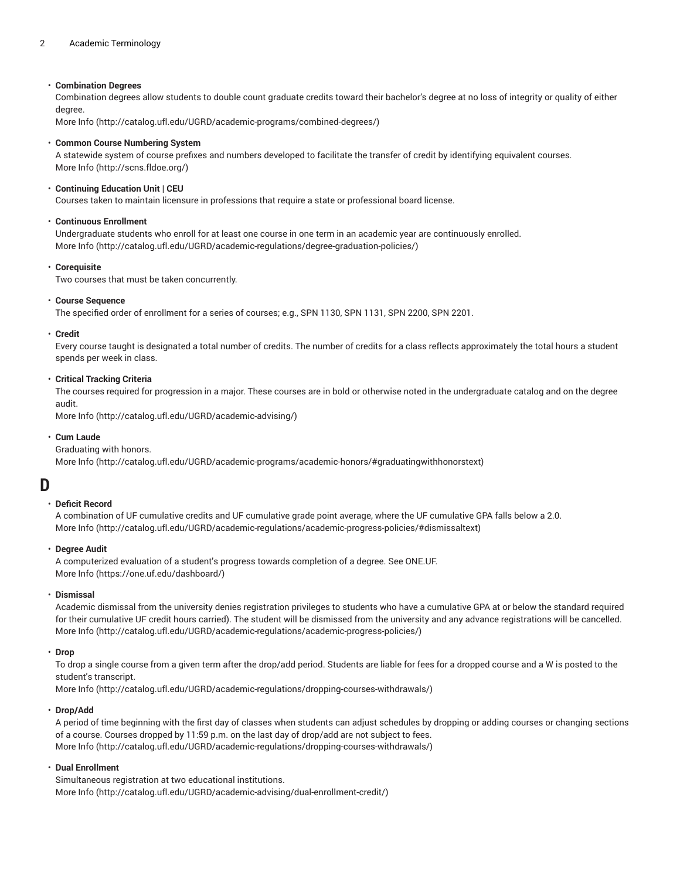- **Combination Degrees**
  Combination degrees allow students to double count graduate credits toward their bachelor's degree at no loss of integrity or quality of either degree.
  More Info (http://catalog.ufl.edu/UGRD/academic-programs/combined-degrees/)

- **Common Course Numbering System**
  A statewide system of course prefixes and numbers developed to facilitate the transfer of credit by identifying equivalent courses.
  More Info (http://scns.fldoe.org/)

- **Continuing Education Unit | CEU**
  Courses taken to maintain licensure in professions that require a state or professional board license.

- **Continuous Enrollment**
  Undergraduate students who enroll for at least one course in one term in an academic year are continuously enrolled.
  More Info (http://catalog.ufl.edu/UGRD/academic-regulations/degree-graduation-policies/)

- **Corequisite**
  Two courses that must be taken concurrently.

- **Course Sequence**
  The specified order of enrollment for a series of courses; e.g., SPN 1130, SPN 1131, SPN 2200, SPN 2201.

- **Credit**
  Every course taught is designated a total number of credits. The number of credits for a class reflects approximately the total hours a student spends per week in class.

- **Critical Tracking Criteria**
  The courses required for progression in a major. These courses are in bold or otherwise noted in the undergraduate catalog and on the degree audit.
  More Info (http://catalog.ufl.edu/UGRD/academic-advising/)

- **Cum Laude**
  Graduating with honors.
  More Info (http://catalog.ufl.edu/UGRD/academic-programs/academic-honors/#graduatingwithhonorstext)

# D

- **Deficit Record**
  A combination of UF cumulative credits and UF cumulative grade point average, where the UF cumulative GPA falls below a 2.0.
  More Info (http://catalog.ufl.edu/UGRD/academic-regulations/academic-progress-policies/#dismissaltext)

- **Degree Audit**
  A computerized evaluation of a student's progress towards completion of a degree. See ONE.UF.
  More Info (https://one.uf.edu/dashboard/)

- **Dismissal**
  Academic dismissal from the university denies registration privileges to students who have a cumulative GPA at or below the standard required for their cumulative UF credit hours carried). The student will be dismissed from the university and any advance registrations will be cancelled.
  More Info (http://catalog.ufl.edu/UGRD/academic-regulations/academic-progress-policies/)

- **Drop**
  To drop a single course from a given term after the drop/add period. Students are liable for fees for a dropped course and a W is posted to the student's transcript.
  More Info (http://catalog.ufl.edu/UGRD/academic-regulations/dropping-courses-withdrawals/)

- **Drop/Add**
  A period of time beginning with the first day of classes when students can adjust schedules by dropping or adding courses or changing sections of a course. Courses dropped by 11:59 p.m. on the last day of drop/add are not subject to fees.
  More Info (http://catalog.ufl.edu/UGRD/academic-regulations/dropping-courses-withdrawals/)

- **Dual Enrollment**
  Simultaneous registration at two educational institutions.
  More Info (http://catalog.ufl.edu/UGRD/academic-advising/dual-enrollment-credit/)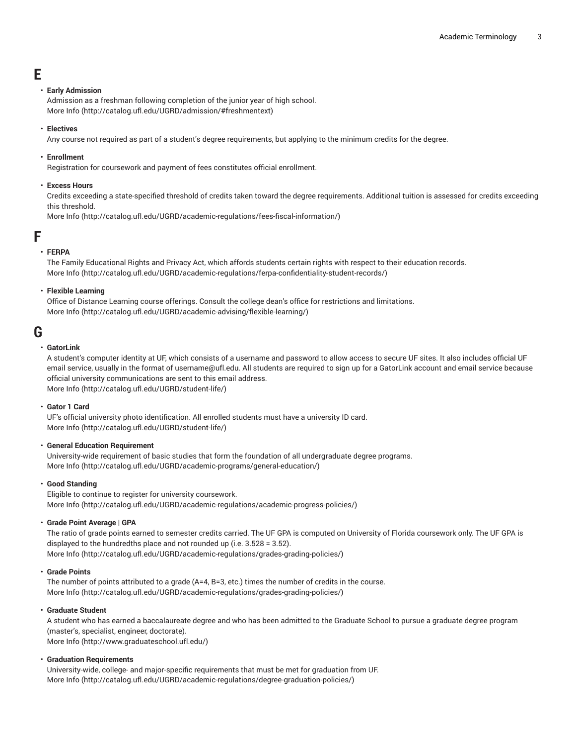# E

- **Early Admission**
  Admission as a freshman following completion of the junior year of high school.
  More Info (http://catalog.ufl.edu/UGRD/admission/#freshmentext)

- **Electives**
  Any course not required as part of a student's degree requirements, but applying to the minimum credits for the degree.

- **Enrollment**
  Registration for coursework and payment of fees constitutes official enrollment.

- **Excess Hours**
  Credits exceeding a state-specified threshold of credits taken toward the degree requirements. Additional tuition is assessed for credits exceeding this threshold.
  More Info (http://catalog.ufl.edu/UGRD/academic-regulations/fees-fiscal-information/)

# F

- **FERPA**
  The Family Educational Rights and Privacy Act, which affords students certain rights with respect to their education records.
  More Info (http://catalog.ufl.edu/UGRD/academic-regulations/ferpa-confidentiality-student-records/)

- **Flexible Learning**
  Office of Distance Learning course offerings. Consult the college dean's office for restrictions and limitations.
  More Info (http://catalog.ufl.edu/UGRD/academic-advising/flexible-learning/)

# G

- **GatorLink**
  A student's computer identity at UF, which consists of a username and password to allow access to secure UF sites. It also includes official UF email service, usually in the format of username@ufl.edu. All students are required to sign up for a GatorLink account and email service because official university communications are sent to this email address.
  More Info (http://catalog.ufl.edu/UGRD/student-life/)

- **Gator 1 Card**
  UF's official university photo identification. All enrolled students must have a university ID card.
  More Info (http://catalog.ufl.edu/UGRD/student-life/)

- **General Education Requirement**
  University-wide requirement of basic studies that form the foundation of all undergraduate degree programs.
  More Info (http://catalog.ufl.edu/UGRD/academic-programs/general-education/)

- **Good Standing**
  Eligible to continue to register for university coursework.
  More Info (http://catalog.ufl.edu/UGRD/academic-regulations/academic-progress-policies/)

- **Grade Point Average | GPA**
  The ratio of grade points earned to semester credits carried. The UF GPA is computed on University of Florida coursework only. The UF GPA is displayed to the hundredths place and not rounded up (i.e. 3.528 = 3.52).
  More Info (http://catalog.ufl.edu/UGRD/academic-regulations/grades-grading-policies/)

- **Grade Points**
  The number of points attributed to a grade (A=4, B=3, etc.) times the number of credits in the course.
  More Info (http://catalog.ufl.edu/UGRD/academic-regulations/grades-grading-policies/)

- **Graduate Student**
  A student who has earned a baccalaureate degree and who has been admitted to the Graduate School to pursue a graduate degree program (master's, specialist, engineer, doctorate).
  More Info (http://www.graduateschool.ufl.edu/)

- **Graduation Requirements**
  University-wide, college- and major-specific requirements that must be met for graduation from UF.
  More Info (http://catalog.ufl.edu/UGRD/academic-regulations/degree-graduation-policies/)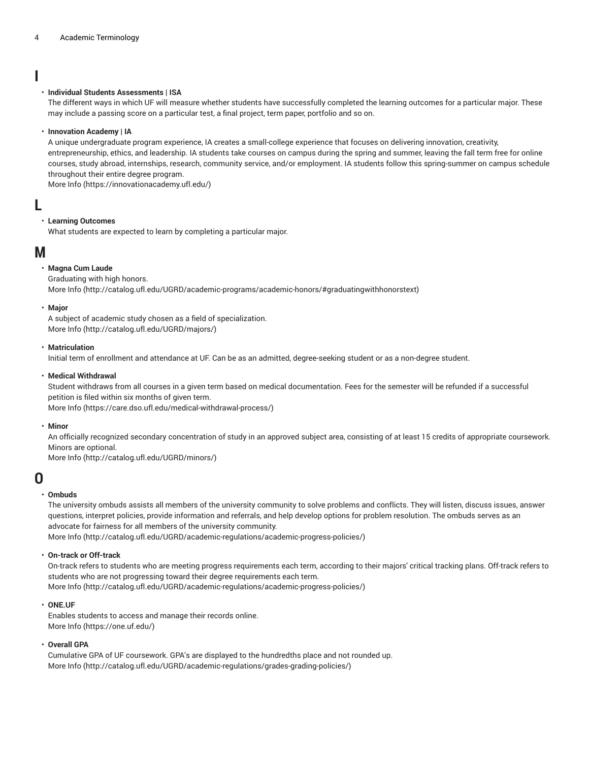# I

- **Individual Students Assessments | ISA**
  The different ways in which UF will measure whether students have successfully completed the learning outcomes for a particular major. These may include a passing score on a particular test, a final project, term paper, portfolio and so on.

- **Innovation Academy | IA**
  A unique undergraduate program experience, IA creates a small-college experience that focuses on delivering innovation, creativity, entrepreneurship, ethics, and leadership. IA students take courses on campus during the spring and summer, leaving the fall term free for online courses, study abroad, internships, research, community service, and/or employment. IA students follow this spring-summer on campus schedule throughout their entire degree program.
  More Info (https://innovationacademy.ufl.edu/)

# L

- **Learning Outcomes**
  What students are expected to learn by completing a particular major.

# M

- **Magna Cum Laude**
  Graduating with high honors.
  More Info (http://catalog.ufl.edu/UGRD/academic-programs/academic-honors/#graduatingwithhonorstext)

- **Major**
  A subject of academic study chosen as a field of specialization.
  More Info (http://catalog.ufl.edu/UGRD/majors/)

- **Matriculation**
  Initial term of enrollment and attendance at UF. Can be as an admitted, degree-seeking student or as a non-degree student.

- **Medical Withdrawal**
  Student withdraws from all courses in a given term based on medical documentation. Fees for the semester will be refunded if a successful petition is filed within six months of given term.
  More Info (https://care.dso.ufl.edu/medical-withdrawal-process/)

- **Minor**
  An officially recognized secondary concentration of study in an approved subject area, consisting of at least 15 credits of appropriate coursework. Minors are optional.
  More Info (http://catalog.ufl.edu/UGRD/minors/)

# O

- **Ombuds**
  The university ombuds assists all members of the university community to solve problems and conflicts. They will listen, discuss issues, answer questions, interpret policies, provide information and referrals, and help develop options for problem resolution. The ombuds serves as an advocate for fairness for all members of the university community.
  More Info (http://catalog.ufl.edu/UGRD/academic-regulations/academic-progress-policies/)

- **On-track or Off-track**
  On-track refers to students who are meeting progress requirements each term, according to their majors' critical tracking plans. Off-track refers to students who are not progressing toward their degree requirements each term.
  More Info (http://catalog.ufl.edu/UGRD/academic-regulations/academic-progress-policies/)

- **ONE.UF**
  Enables students to access and manage their records online.
  More Info (https://one.uf.edu/)

- **Overall GPA**
  Cumulative GPA of UF coursework. GPA's are displayed to the hundredths place and not rounded up.
  More Info (http://catalog.ufl.edu/UGRD/academic-regulations/grades-grading-policies/)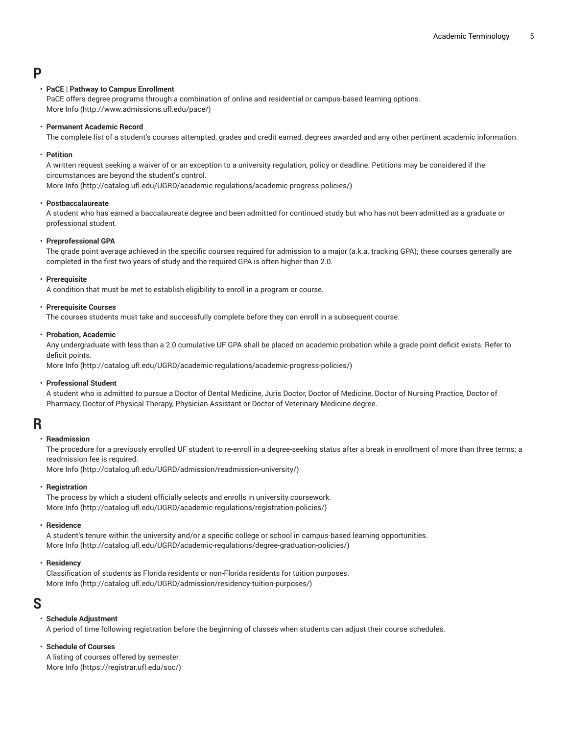# P

- **PaCE | Pathway to Campus Enrollment**
  PaCE offers degree programs through a combination of online and residential or campus-based learning options.
  More Info (http://www.admissions.ufl.edu/pace/)

- **Permanent Academic Record**
  The complete list of a student's courses attempted, grades and credit earned, degrees awarded and any other pertinent academic information.

- **Petition**
  A written request seeking a waiver of or an exception to a university regulation, policy or deadline. Petitions may be considered if the circumstances are beyond the student's control.
  More Info (http://catalog.ufl.edu/UGRD/academic-regulations/academic-progress-policies/)

- **Postbaccalaureate**
  A student who has earned a baccalaureate degree and been admitted for continued study but who has not been admitted as a graduate or professional student.

- **Preprofessional GPA**
  The grade point average achieved in the specific courses required for admission to a major (a.k.a. tracking GPA); these courses generally are completed in the first two years of study and the required GPA is often higher than 2.0.

- **Prerequisite**
  A condition that must be met to establish eligibility to enroll in a program or course.

- **Prerequisite Courses**
  The courses students must take and successfully complete before they can enroll in a subsequent course.

- **Probation, Academic**
  Any undergraduate with less than a 2.0 cumulative UF GPA shall be placed on academic probation while a grade point deficit exists. Refer to deficit points.
  More Info (http://catalog.ufl.edu/UGRD/academic-regulations/academic-progress-policies/)

- **Professional Student**
  A student who is admitted to pursue a Doctor of Dental Medicine, Juris Doctor, Doctor of Medicine, Doctor of Nursing Practice, Doctor of Pharmacy, Doctor of Physical Therapy, Physician Assistant or Doctor of Veterinary Medicine degree.

# R

- **Readmission**
  The procedure for a previously enrolled UF student to re-enroll in a degree-seeking status after a break in enrollment of more than three terms; a readmission fee is required.
  More Info (http://catalog.ufl.edu/UGRD/admission/readmission-university/)

- **Registration**
  The process by which a student officially selects and enrolls in university coursework.
  More Info (http://catalog.ufl.edu/UGRD/academic-regulations/registration-policies/)

- **Residence**
  A student's tenure within the university and/or a specific college or school in campus-based learning opportunities.
  More Info (http://catalog.ufl.edu/UGRD/academic-regulations/degree-graduation-policies/)

- **Residency**
  Classification of students as Florida residents or non-Florida residents for tuition purposes.
  More Info (http://catalog.ufl.edu/UGRD/admission/residency-tuition-purposes/)

# S

- **Schedule Adjustment**
  A period of time following registration before the beginning of classes when students can adjust their course schedules.

- **Schedule of Courses**
  A listing of courses offered by semester.
  More Info (https://registrar.ufl.edu/soc/)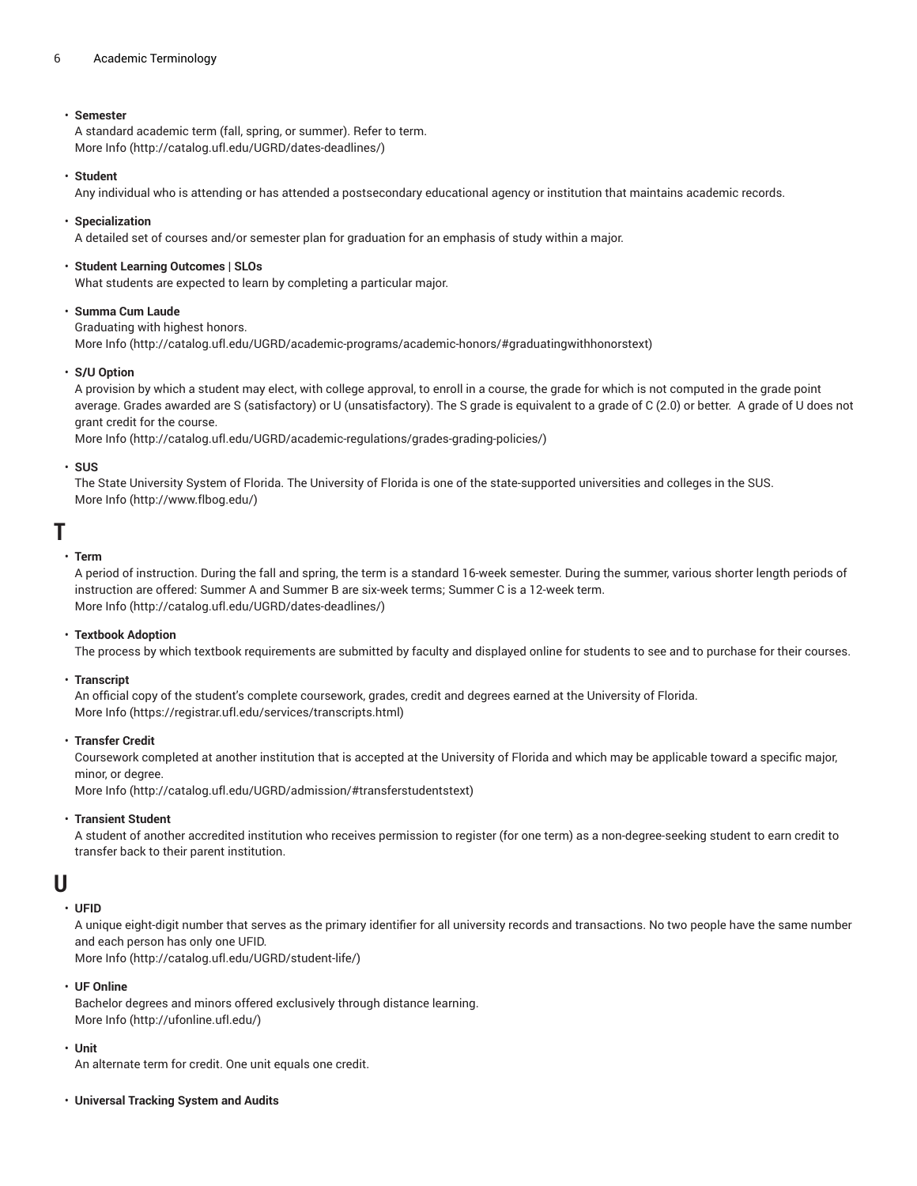- **Semester**
  A standard academic term (fall, spring, or summer). Refer to term.
  More Info (http://catalog.ufl.edu/UGRD/dates-deadlines/)

- **Student**
  Any individual who is attending or has attended a postsecondary educational agency or institution that maintains academic records.

- **Specialization**
  A detailed set of courses and/or semester plan for graduation for an emphasis of study within a major.

- **Student Learning Outcomes | SLOs**
  What students are expected to learn by completing a particular major.

- **Summa Cum Laude**
  Graduating with highest honors.
  More Info (http://catalog.ufl.edu/UGRD/academic-programs/academic-honors/#graduatingwithhonorstext)

- **S/U Option**
  A provision by which a student may elect, with college approval, to enroll in a course, the grade for which is not computed in the grade point average. Grades awarded are S (satisfactory) or U (unsatisfactory). The S grade is equivalent to a grade of C (2.0) or better. A grade of U does not grant credit for the course.
  More Info (http://catalog.ufl.edu/UGRD/academic-regulations/grades-grading-policies/)

- **SUS**
  The State University System of Florida. The University of Florida is one of the state-supported universities and colleges in the SUS.
  More Info (http://www.flbog.edu/)

# T

- **Term**
  A period of instruction. During the fall and spring, the term is a standard 16-week semester. During the summer, various shorter length periods of instruction are offered: Summer A and Summer B are six-week terms; Summer C is a 12-week term.
  More Info (http://catalog.ufl.edu/UGRD/dates-deadlines/)

- **Textbook Adoption**
  The process by which textbook requirements are submitted by faculty and displayed online for students to see and to purchase for their courses.

- **Transcript**
  An official copy of the student's complete coursework, grades, credit and degrees earned at the University of Florida.
  More Info (https://registrar.ufl.edu/services/transcripts.html)

- **Transfer Credit**
  Coursework completed at another institution that is accepted at the University of Florida and which may be applicable toward a specific major, minor, or degree.
  More Info (http://catalog.ufl.edu/UGRD/admission/#transferstudentstext)

- **Transient Student**
  A student of another accredited institution who receives permission to register (for one term) as a non-degree-seeking student to earn credit to transfer back to their parent institution.

# U

- **UFID**
  A unique eight-digit number that serves as the primary identifier for all university records and transactions. No two people have the same number and each person has only one UFID.
  More Info (http://catalog.ufl.edu/UGRD/student-life/)

- **UF Online**
  Bachelor degrees and minors offered exclusively through distance learning.
  More Info (http://ufonline.ufl.edu/)

- **Unit**
  An alternate term for credit. One unit equals one credit.

- **Universal Tracking System and Audits**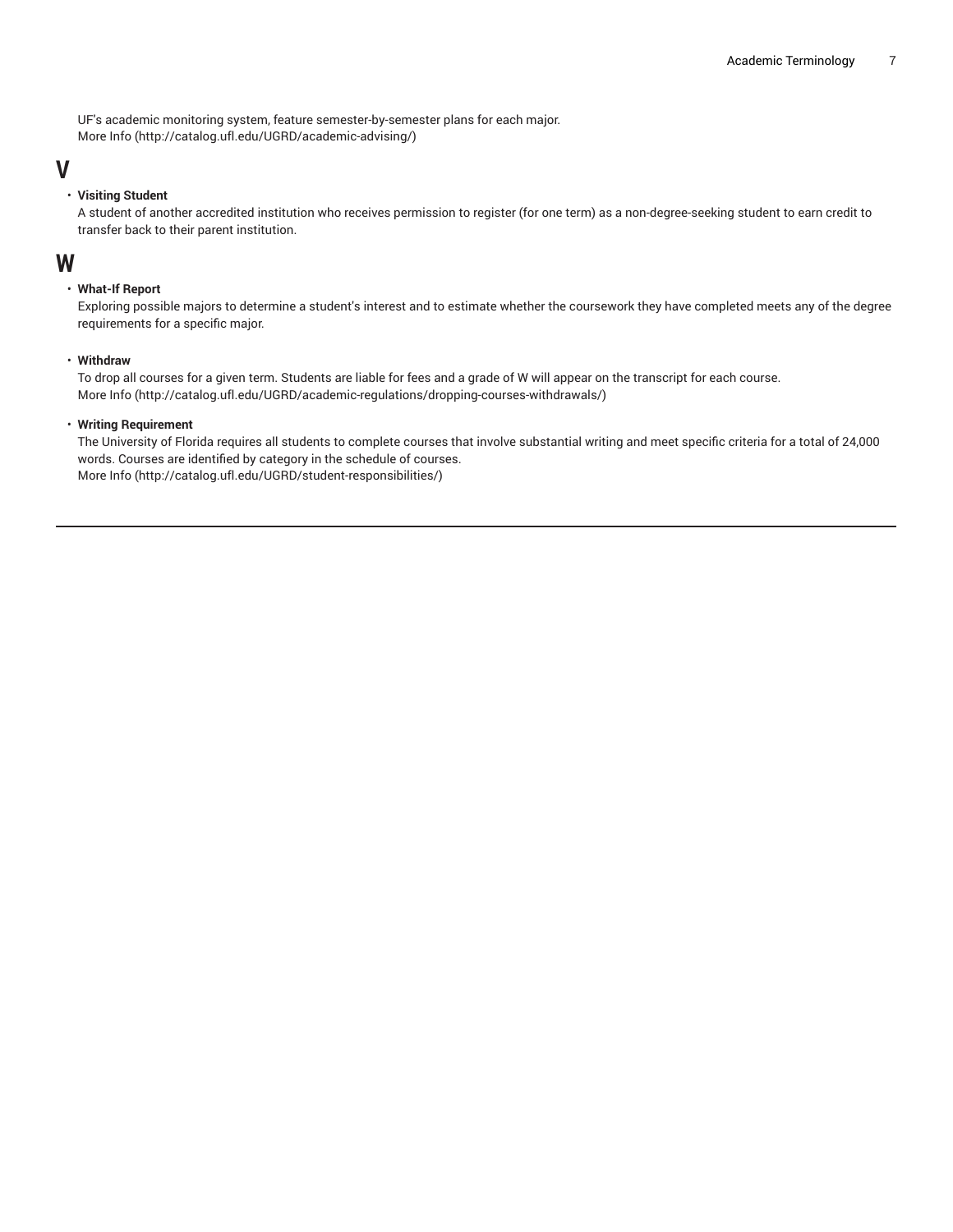UF's academic monitoring system, feature semester-by-semester plans for each major.
More Info (http://catalog.ufl.edu/UGRD/academic-advising/)

## V

- **Visiting Student**
  A student of another accredited institution who receives permission to register (for one term) as a non-degree-seeking student to earn credit to transfer back to their parent institution.

## W

- **What-If Report**
  Exploring possible majors to determine a student's interest and to estimate whether the coursework they have completed meets any of the degree requirements for a specific major.

- **Withdraw**
  To drop all courses for a given term. Students are liable for fees and a grade of W will appear on the transcript for each course.
  More Info (http://catalog.ufl.edu/UGRD/academic-regulations/dropping-courses-withdrawals/)

- **Writing Requirement**
  The University of Florida requires all students to complete courses that involve substantial writing and meet specific criteria for a total of 24,000 words. Courses are identified by category in the schedule of courses.
  More Info (http://catalog.ufl.edu/UGRD/student-responsibilities/)